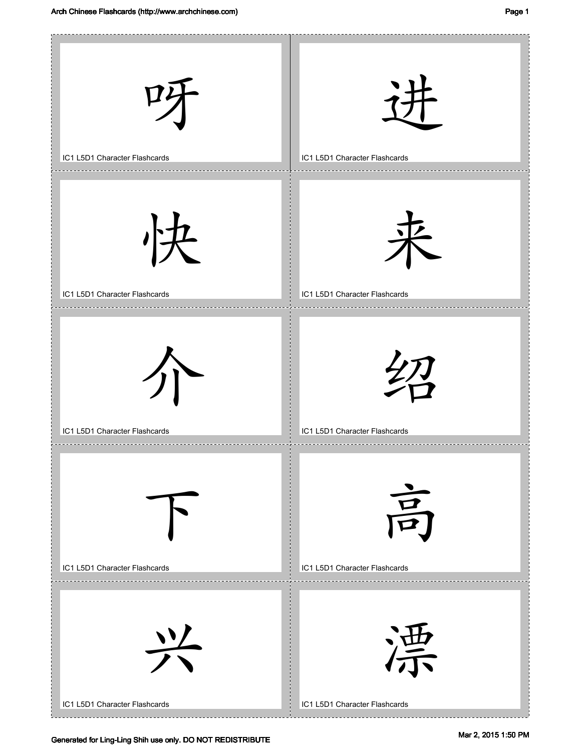呀

IC1 L5D1 Character Flashcards

进

IC1 L5D1 Character Flashcards

快

IC1 L5D1 Character Flashcards

来

IC1 L5D1 Character Flashcards

介

IC1 L5D1 Character Flashcards

绍

IC1 L5D1 Character Flashcards

下

IC1 L5D1 Character Flashcards

高

IC1 L5D1 Character Flashcards

兴

IC1 L5D1 Character Flashcards

漂

IC1 L5D1 Character Flashcards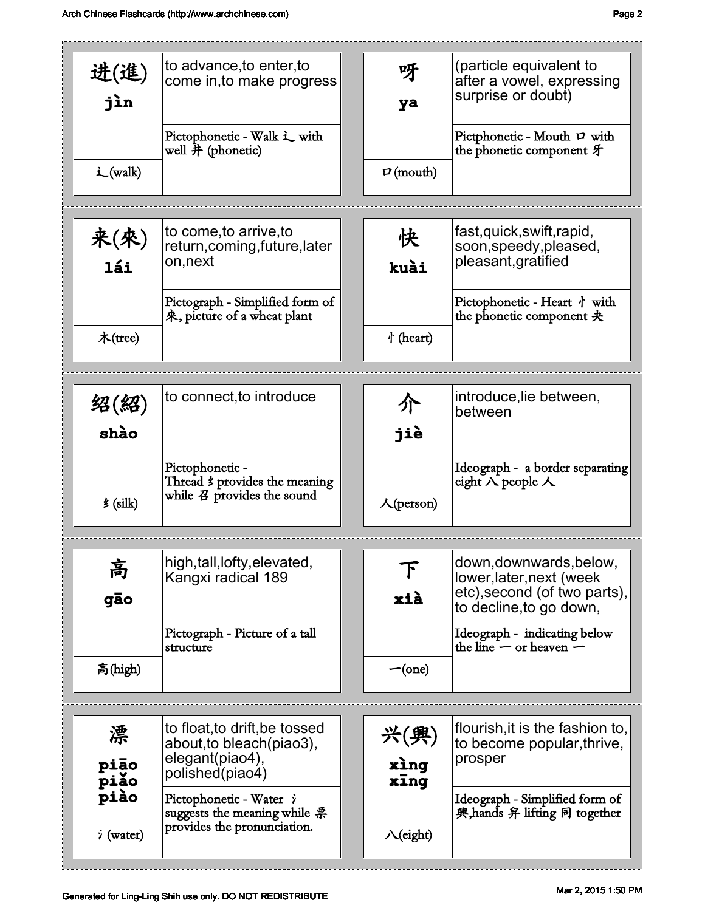| Character | Pinyin | Radical | Meaning | Explanation |
|---|---|---|---|---|
| 进(進) | jìn | 辶(walk) | to advance,to enter,to come in,to make progress | Pictophonetic - Walk 辶 with well 井 (phonetic) |
| 呀 | ya | 口(mouth) | (particle equivalent to after a vowel, expressing surprise or doubt) | Pictphonetic - Mouth 口 with the phonetic component 牙 |
| 来(來) | lái | 木(tree) | to come,to arrive,to return,coming,future,later on,next | Pictograph - Simplified form of 來, picture of a wheat plant |
| 快 | kuài | 忄(heart) | fast,quick,swift,rapid, soon,speedy,pleased, pleasant,gratified | Pictophonetic - Heart 忄 with the phonetic component 夬 |
| 绍(紹) | shào | 纟(silk) | to connect,to introduce | Pictophonetic - Thread 纟 provides the meaning while 召 provides the sound |
| 介 | jiè | 人(person) | introduce,lie between, between | Ideograph - a border separating eight 八 people 人 |
| 高 | gāo | 高(high) | high,tall,lofty,elevated, Kangxi radical 189 | Pictograph - Picture of a tall structure |
| 下 | xià | 一(one) | down,downwards,below, lower,later,next (week etc),second (of two parts), to decline,to go down, | Ideograph - indicating below the line 一 or heaven 一 |
| 漂 | piāo piǎo piào | 氵(water) | to float,to drift,be tossed about,to bleach(piao3), elegant(piao4), polished(piao4) | Pictophonetic - Water 氵 suggests the meaning while 票 provides the pronunciation. |
| 兴(興) | xìng xīng | 八(eight) | flourish,it is the fashion to, to become popular,thrive, prosper | Ideograph - Simplified form of 興,hands 舁 lifting 同 together |

Generated for Ling-Ling Shih use only. DO NOT REDISTRIBUTE

Mar 2, 2015 1:50 PM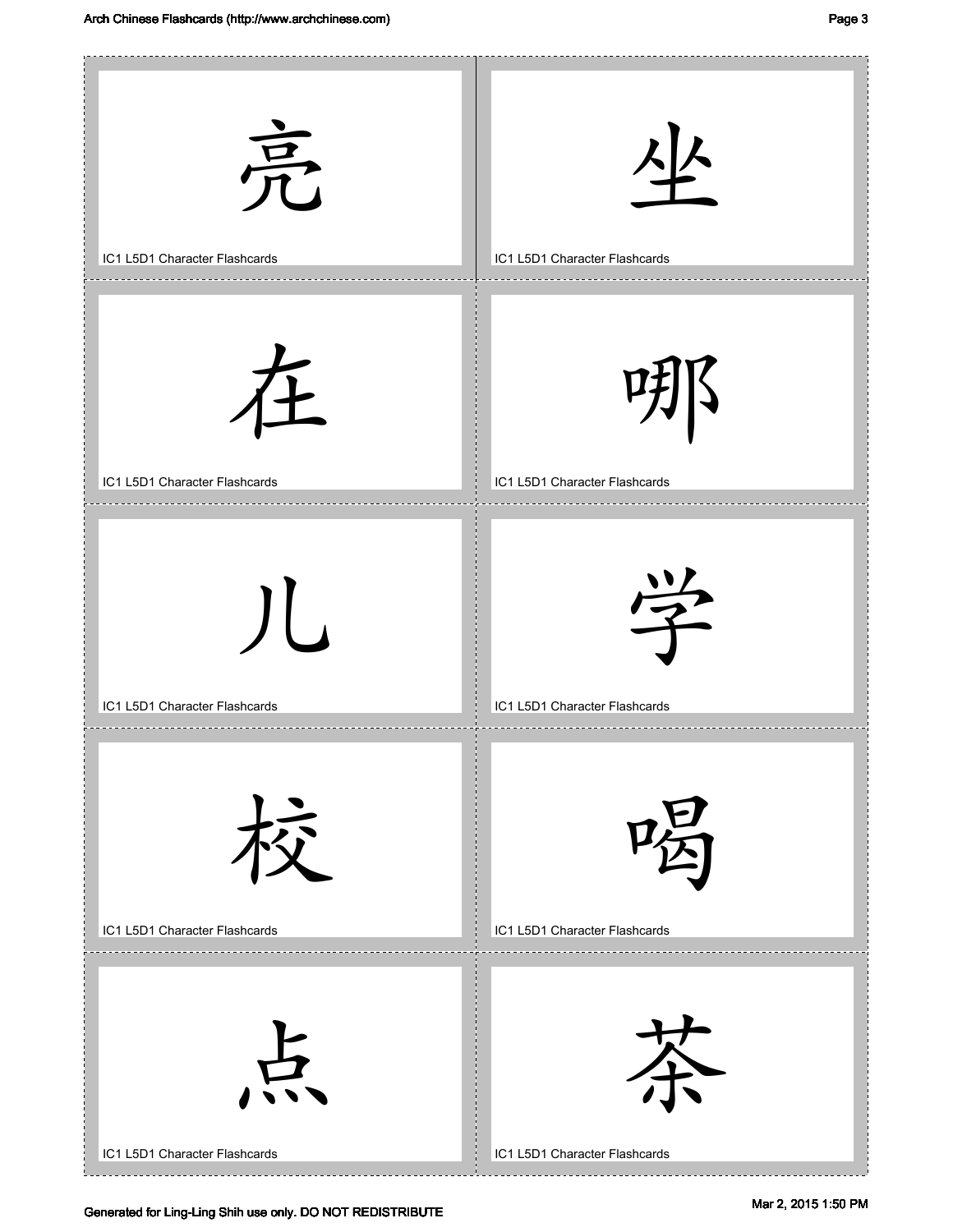亮

IC1 L5D1 Character Flashcards

坐

IC1 L5D1 Character Flashcards

在

IC1 L5D1 Character Flashcards

哪

IC1 L5D1 Character Flashcards

儿

IC1 L5D1 Character Flashcards

学

IC1 L5D1 Character Flashcards

校

IC1 L5D1 Character Flashcards

喝

IC1 L5D1 Character Flashcards

点

IC1 L5D1 Character Flashcards

茶

IC1 L5D1 Character Flashcards

Generated for Ling-Ling Shih use only. DO NOT REDISTRIBUTE

Mar 2, 2015 1:50 PM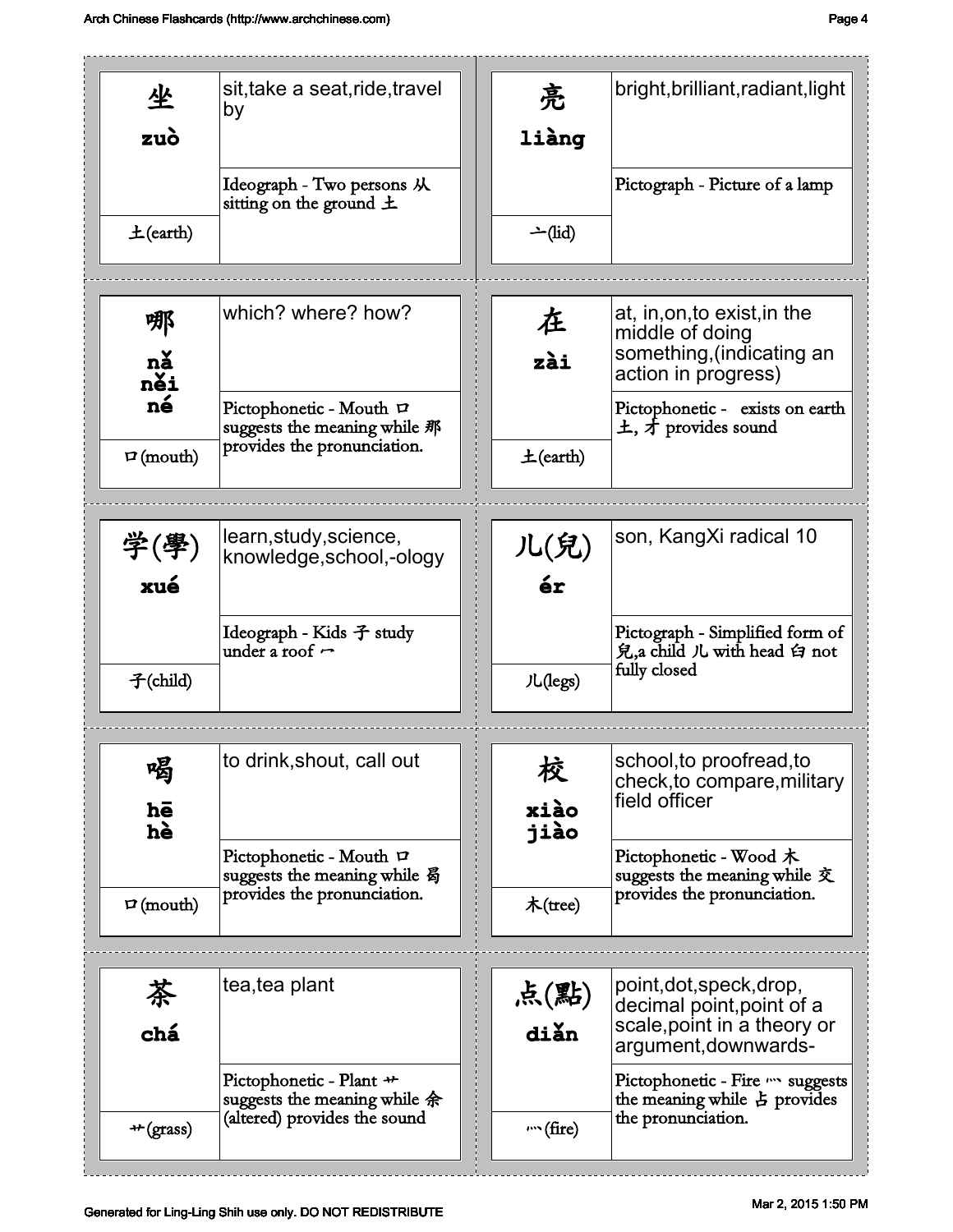| Character | Pinyin | Radical | Meaning | Explanation |
|---|---|---|---|---|
| 坐 | zuò | 土(earth) | sit,take a seat,ride,travel by | Ideograph - Two persons 从 sitting on the ground 土 |
| 亮 | liàng | 亠(lid) | bright,brilliant,radiant,light | Pictograph - Picture of a lamp |
| 哪 | nǎ<br>něi<br>né | 口(mouth) | which? where? how? | Pictophonetic - Mouth 口 suggests the meaning while 那 provides the pronunciation. |
| 在 | zài | 土(earth) | at, in,on,to exist,in the middle of doing something,(indicating an action in progress) | Pictophonetic - exists on earth 土, 才 provides sound |
| 学(學) | xué | 子(child) | learn,study,science, knowledge,school,-ology | Ideograph - Kids 子 study under a roof 冖 |
| 儿(兒) | ér | 儿(legs) | son, KangXi radical 10 | Pictograph - Simplified form of 兒,a child 儿 with head 臼 not fully closed |
| 喝 | hē<br>hè | 口(mouth) | to drink,shout, call out | Pictophonetic - Mouth 口 suggests the meaning while 曷 provides the pronunciation. |
| 校 | xiào<br>jiào | 木(tree) | school,to proofread,to check,to compare,military field officer | Pictophonetic - Wood 木 suggests the meaning while 交 provides the pronunciation. |
| 茶 | chá | 艹(grass) | tea,tea plant | Pictophonetic - Plant 艹 suggests the meaning while 余 (altered) provides the sound |
| 点(點) | diǎn | 灬(fire) | point,dot,speck,drop, decimal point,point of a scale,point in a theory or argument,downwards- | Pictophonetic - Fire 灬 suggests the meaning while 占 provides the pronunciation. |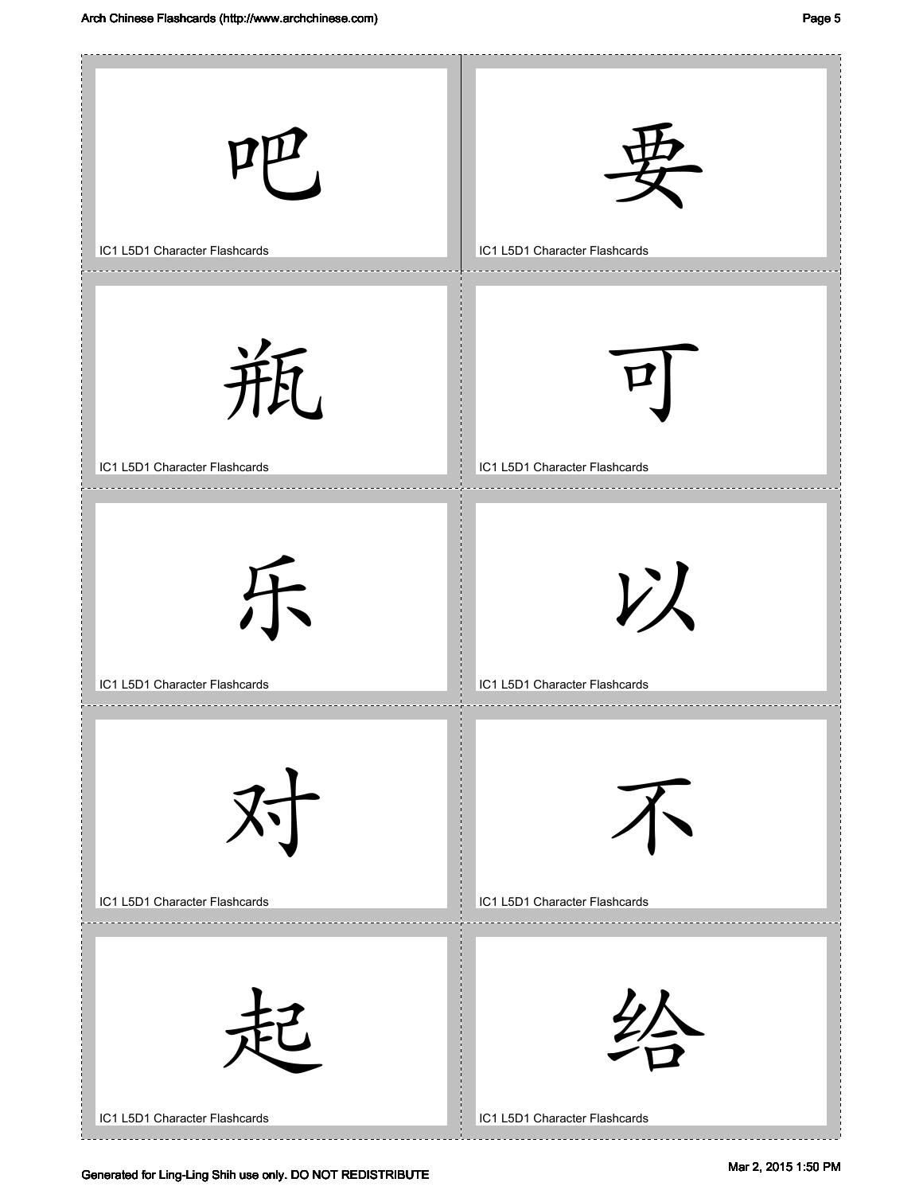吧

IC1 L5D1 Character Flashcards

要

IC1 L5D1 Character Flashcards

瓶

IC1 L5D1 Character Flashcards

可

IC1 L5D1 Character Flashcards

乐

IC1 L5D1 Character Flashcards

以

IC1 L5D1 Character Flashcards

对

IC1 L5D1 Character Flashcards

不

IC1 L5D1 Character Flashcards

起

IC1 L5D1 Character Flashcards

给

IC1 L5D1 Character Flashcards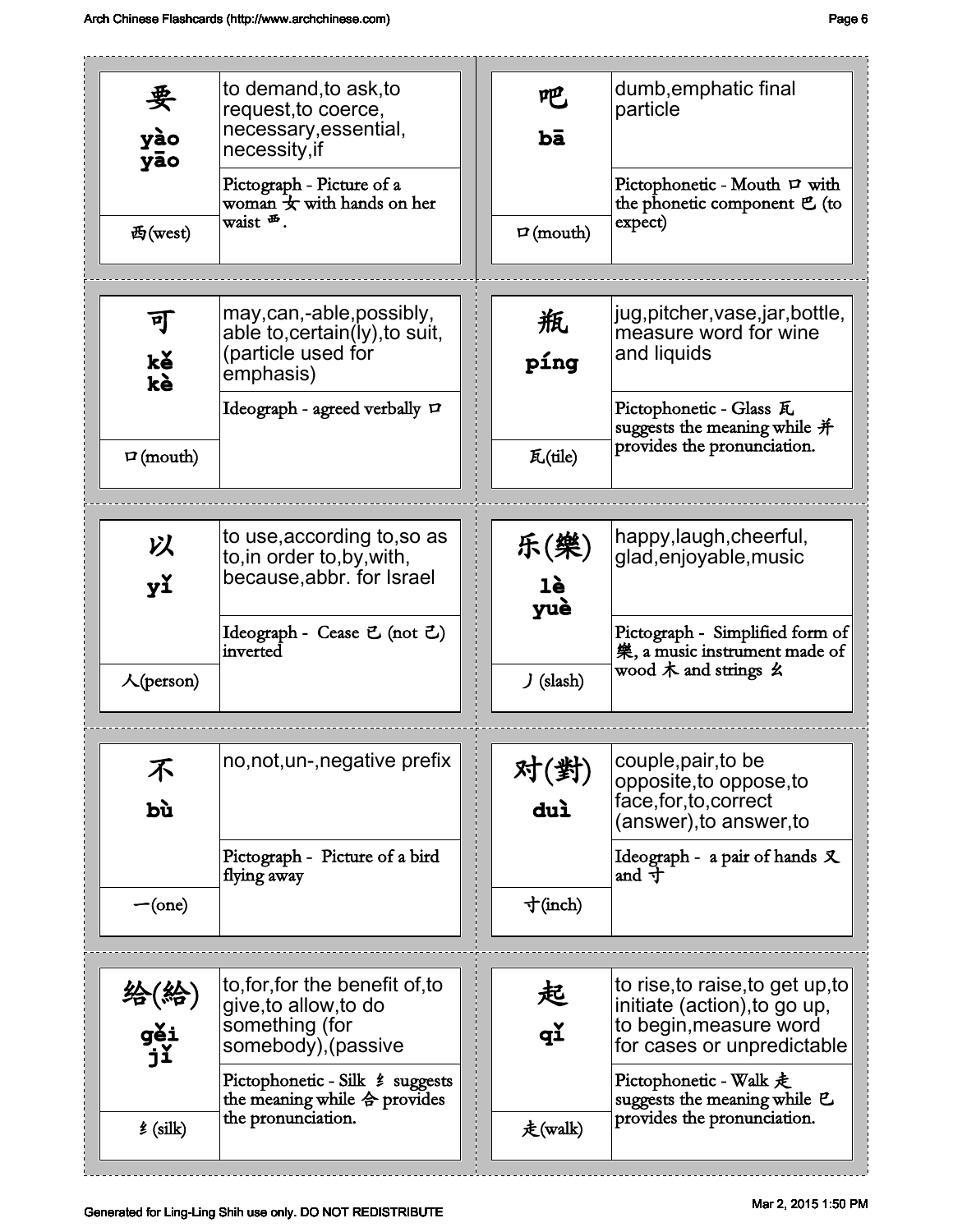| Character | Pinyin | Radical | Definition | Etymology |
|---|---|---|---|---|
| 要 | yào, yāo | 西(west) | to demand,to ask,to request,to coerce, necessary,essential, necessity,if | Pictograph - Picture of a woman 女 with hands on her waist 西. |
| 吧 | bā | 口(mouth) | dumb,emphatic final particle | Pictophonetic - Mouth 口 with the phonetic component 巴 (to expect) |
| 可 | kě, kè | 口(mouth) | may,can,-able,possibly, able to,certain(ly),to suit, (particle used for emphasis) | Ideograph - agreed verbally 口 |
| 瓶 | píng | 瓦(tile) | jug,pitcher,vase,jar,bottle, measure word for wine and liquids | Pictophonetic - Glass 瓦 suggests the meaning while 并 provides the pronunciation. |
| 以 | yǐ | 人(person) | to use,according to,so as to,in order to,by,with, because,abbr. for Israel | Ideograph - Cease 已 (not 己) inverted |
| 乐(樂) | lè, yuè | 丿(slash) | happy,laugh,cheerful, glad,enjoyable,music | Pictograph - Simplified form of 樂, a music instrument made of wood 木 and strings 幺 |
| 不 | bù | 一(one) | no,not,un-,negative prefix | Pictograph - Picture of a bird flying away |
| 对(對) | duì | 寸(inch) | couple,pair,to be opposite,to oppose,to face,for,to,correct (answer),to answer,to | Ideograph - a pair of hands 又 and 寸 |
| 给(給) | gěi, jǐ | 纟(silk) | to,for,for the benefit of,to give,to allow,to do something (for somebody),(passive | Pictophonetic - Silk 纟 suggests the meaning while 合 provides the pronunciation. |
| 起 | qǐ | 走(walk) | to rise,to raise,to get up,to initiate (action),to go up, to begin,measure word for cases or unpredictable | Pictophonetic - Walk 走 suggests the meaning while 巳 provides the pronunciation. |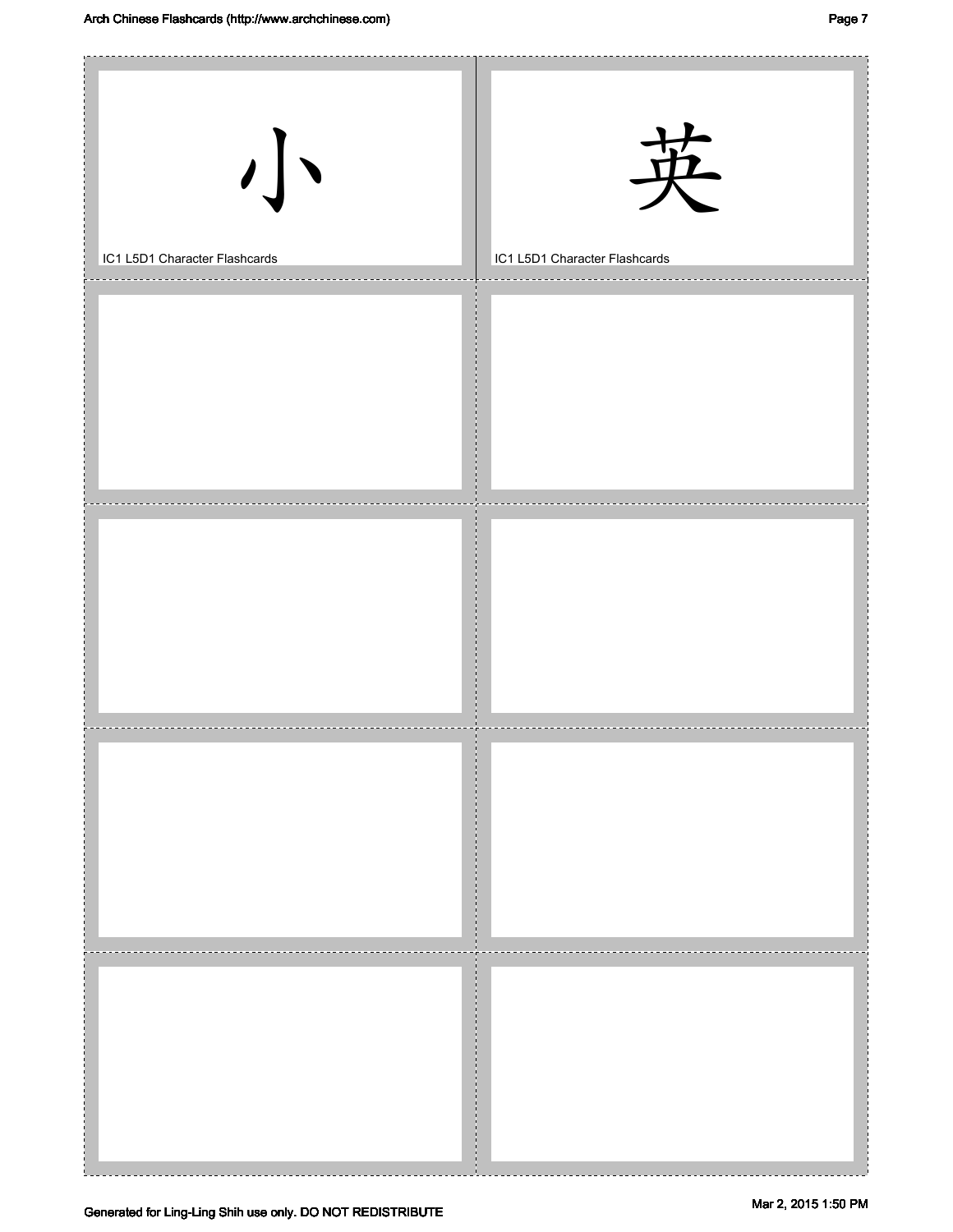小

IC1 L5D1 Character Flashcards

英

IC1 L5D1 Character Flashcards

Generated for Ling-Ling Shih use only. DO NOT REDISTRIBUTE

Mar 2, 2015 1:50 PM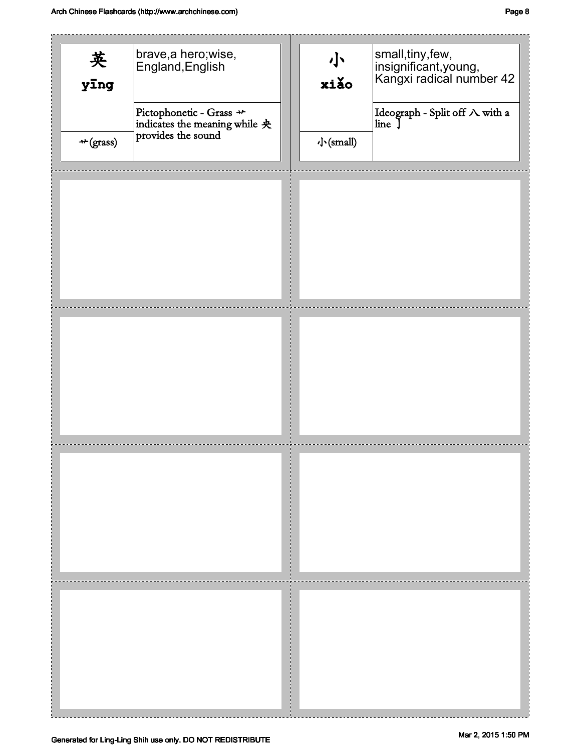| | |
|---|---|
| 英<br>yīng | brave,a hero;wise,<br>England,English |
| 艹(grass) | Pictophonetic - Grass 艹 indicates the meaning while 央 provides the sound |

| | |
|---|---|
| 小<br>xiǎo | small,tiny,few,<br>insignificant,young,<br>Kangxi radical number 42 |
| 小(small) | Ideograph - Split off 八 with a line 亅 |

Generated for Ling-Ling Shih use only. DO NOT REDISTRIBUTE

Mar 2, 2015 1:50 PM